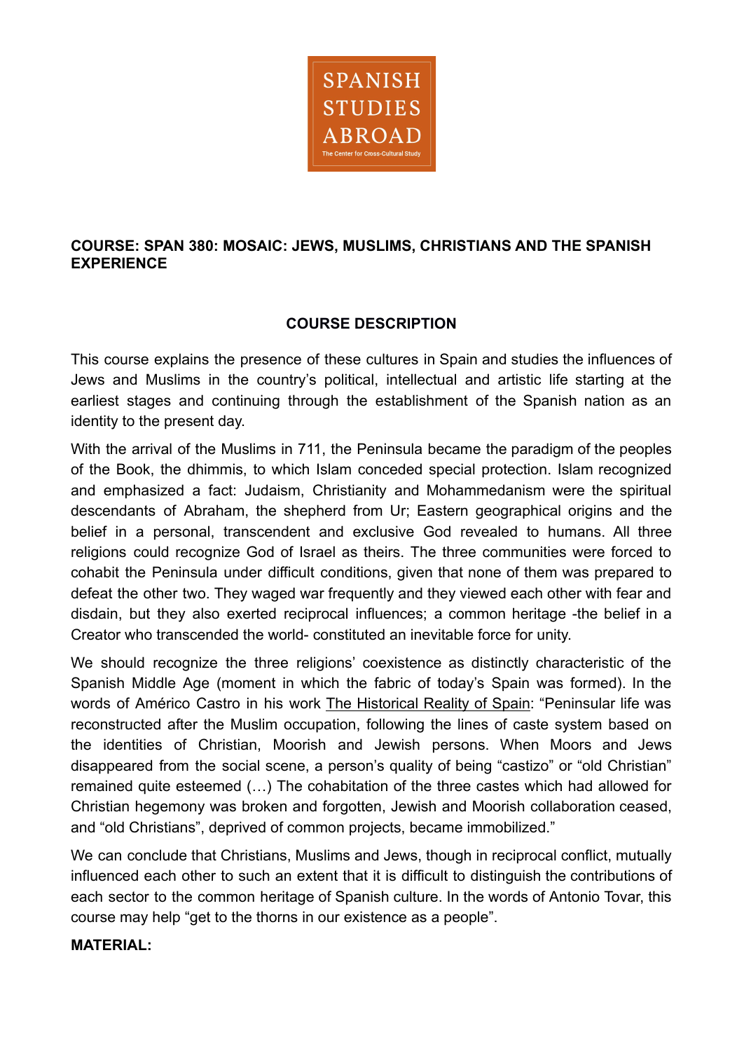SPANISH STUDIES ABROAD

The Center for Cross-Cultural Study

**COURSE: SPAN 380: MOSAIC: JEWS, MUSLIMS, CHRISTIANS AND THE SPANISH EXPERIENCE**

## COURSE DESCRIPTION

This course explains the presence of these cultures in Spain and studies the influences of Jews and Muslims in the country's political, intellectual and artistic life starting at the earliest stages and continuing through the establishment of the Spanish nation as an identity to the present day.

With the arrival of the Muslims in 711, the Peninsula became the paradigm of the peoples of the Book, the dhimmis, to which Islam conceded special protection. Islam recognized and emphasized a fact: Judaism, Christianity and Mohammedanism were the spiritual descendants of Abraham, the shepherd from Ur; Eastern geographical origins and the belief in a personal, transcendent and exclusive God revealed to humans. All three religions could recognize God of Israel as theirs. The three communities were forced to cohabit the Peninsula under difficult conditions, given that none of them was prepared to defeat the other two. They waged war frequently and they viewed each other with fear and disdain, but they also exerted reciprocal influences; a common heritage -the belief in a Creator who transcended the world- constituted an inevitable force for unity.

We should recognize the three religions' coexistence as distinctly characteristic of the Spanish Middle Age (moment in which the fabric of today's Spain was formed). In the words of Américo Castro in his work The Historical Reality of Spain: "Peninsular life was reconstructed after the Muslim occupation, following the lines of caste system based on the identities of Christian, Moorish and Jewish persons. When Moors and Jews disappeared from the social scene, a person's quality of being "castizo" or "old Christian" remained quite esteemed (…) The cohabitation of the three castes which had allowed for Christian hegemony was broken and forgotten, Jewish and Moorish collaboration ceased, and "old Christians", deprived of common projects, became immobilized."

We can conclude that Christians, Muslims and Jews, though in reciprocal conflict, mutually influenced each other to such an extent that it is difficult to distinguish the contributions of each sector to the common heritage of Spanish culture. In the words of Antonio Tovar, this course may help "get to the thorns in our existence as a people".

**MATERIAL:**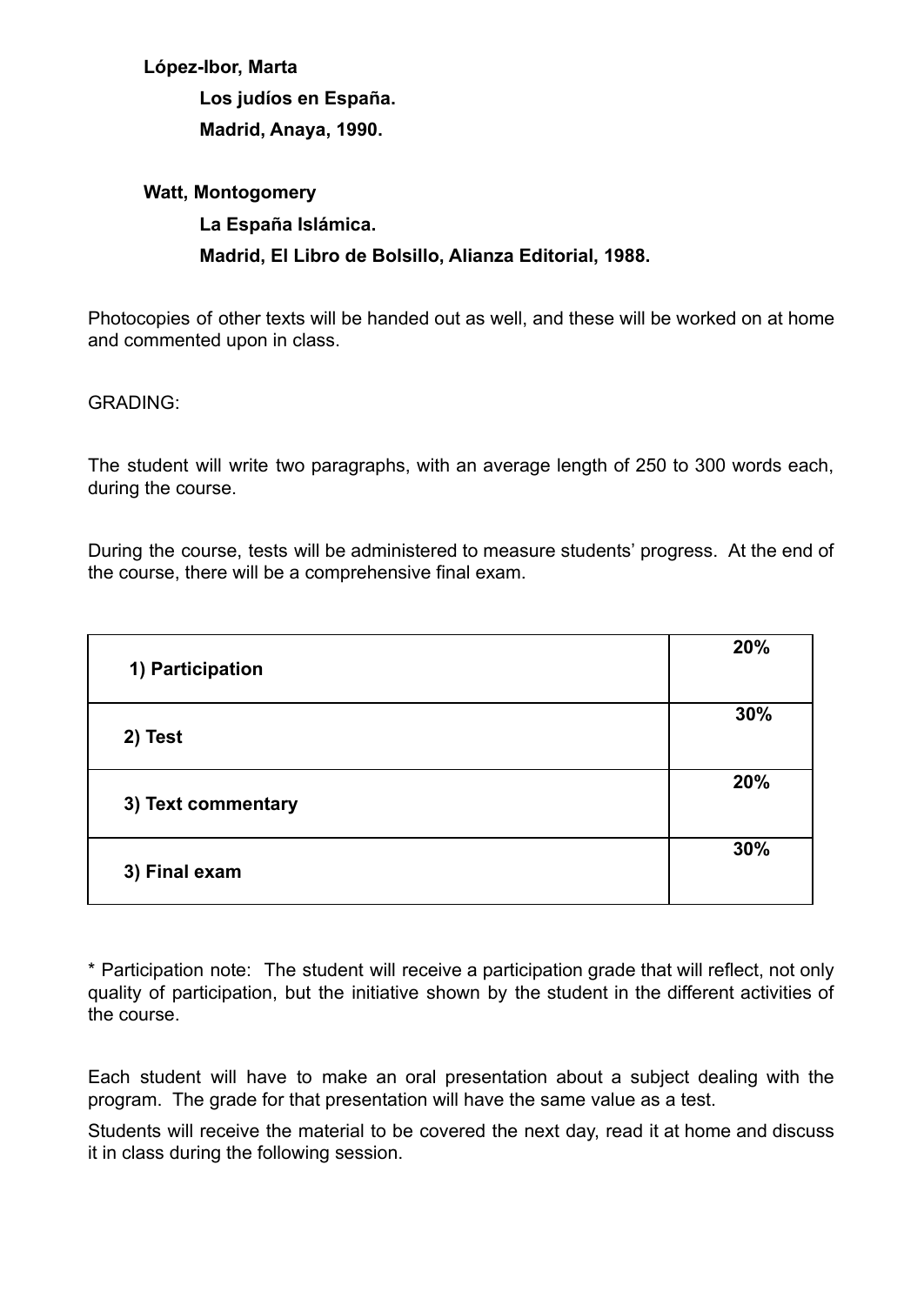**López-Ibor, Marta**

**Los judíos en España.**

**Madrid, Anaya, 1990.**

**Watt, Montogomery**

**La España Islámica.**

**Madrid, El Libro de Bolsillo, Alianza Editorial, 1988.**

Photocopies of other texts will be handed out as well, and these will be worked on at home and commented upon in class.

GRADING:

The student will write two paragraphs, with an average length of 250 to 300 words each, during the course.

During the course, tests will be administered to measure students' progress. At the end of the course, there will be a comprehensive final exam.

| | |
|---|---|
| **1) Participation** | **20%** |
| **2) Test** | **30%** |
| **3) Text commentary** | **20%** |
| **3) Final exam** | **30%** |

* Participation note: The student will receive a participation grade that will reflect, not only quality of participation, but the initiative shown by the student in the different activities of the course.

Each student will have to make an oral presentation about a subject dealing with the program. The grade for that presentation will have the same value as a test.

Students will receive the material to be covered the next day, read it at home and discuss it in class during the following session.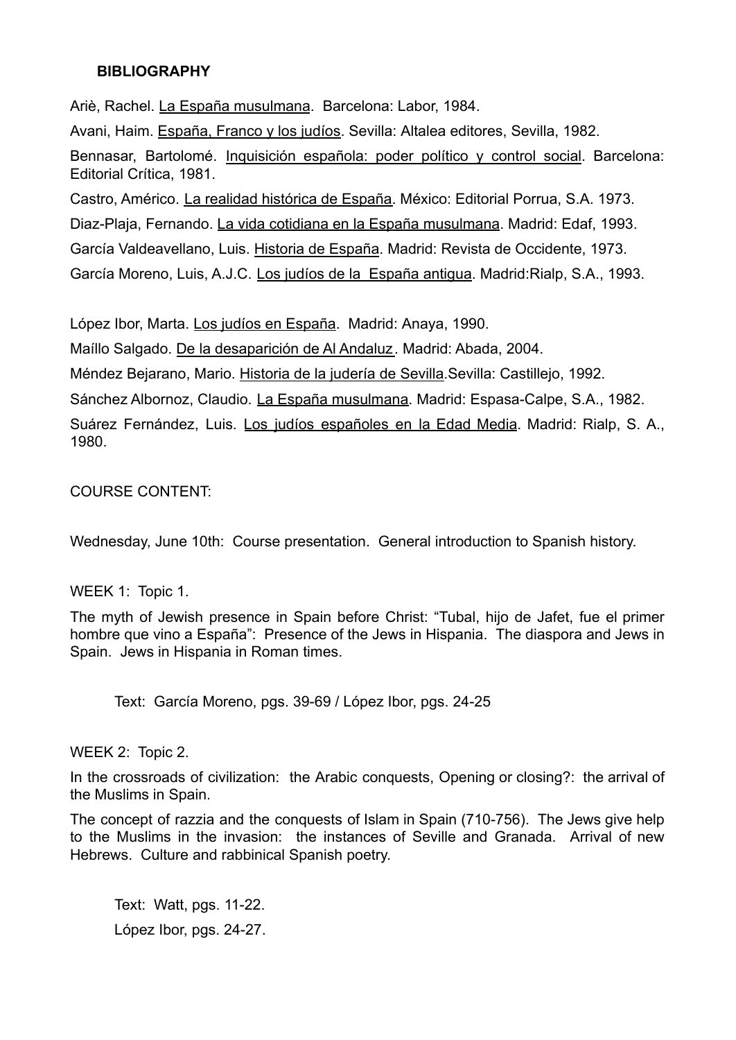**BIBLIOGRAPHY**

Ariè, Rachel. La España musulmana. Barcelona: Labor, 1984.

Avani, Haim. España, Franco y los judíos. Sevilla: Altalea editores, Sevilla, 1982.

Bennasar, Bartolomé. Inquisición española: poder político y control social. Barcelona: Editorial Crítica, 1981.

Castro, Américo. La realidad histórica de España. México: Editorial Porrua, S.A. 1973.

Diaz-Plaja, Fernando. La vida cotidiana en la España musulmana. Madrid: Edaf, 1993.

García Valdeavellano, Luis. Historia de España. Madrid: Revista de Occidente, 1973.

García Moreno, Luis, A.J.C. Los judíos de la España antigua. Madrid:Rialp, S.A., 1993.

López Ibor, Marta. Los judíos en España. Madrid: Anaya, 1990.

Maíllo Salgado. De la desaparición de Al Andaluz. Madrid: Abada, 2004.

Méndez Bejarano, Mario. Historia de la judería de Sevilla.Sevilla: Castillejo, 1992.

Sánchez Albornoz, Claudio. La España musulmana. Madrid: Espasa-Calpe, S.A., 1982.

Suárez Fernández, Luis. Los judíos españoles en la Edad Media. Madrid: Rialp, S. A., 1980.

COURSE CONTENT:

Wednesday, June 10th: Course presentation. General introduction to Spanish history.

WEEK 1: Topic 1.

The myth of Jewish presence in Spain before Christ: "Tubal, hijo de Jafet, fue el primer hombre que vino a España": Presence of the Jews in Hispania. The diaspora and Jews in Spain. Jews in Hispania in Roman times.

Text: García Moreno, pgs. 39-69 / López Ibor, pgs. 24-25

WEEK 2: Topic 2.

In the crossroads of civilization: the Arabic conquests, Opening or closing?: the arrival of the Muslims in Spain.

The concept of razzia and the conquests of Islam in Spain (710-756). The Jews give help to the Muslims in the invasion: the instances of Seville and Granada. Arrival of new Hebrews. Culture and rabbinical Spanish poetry.

Text: Watt, pgs. 11-22.

López Ibor, pgs. 24-27.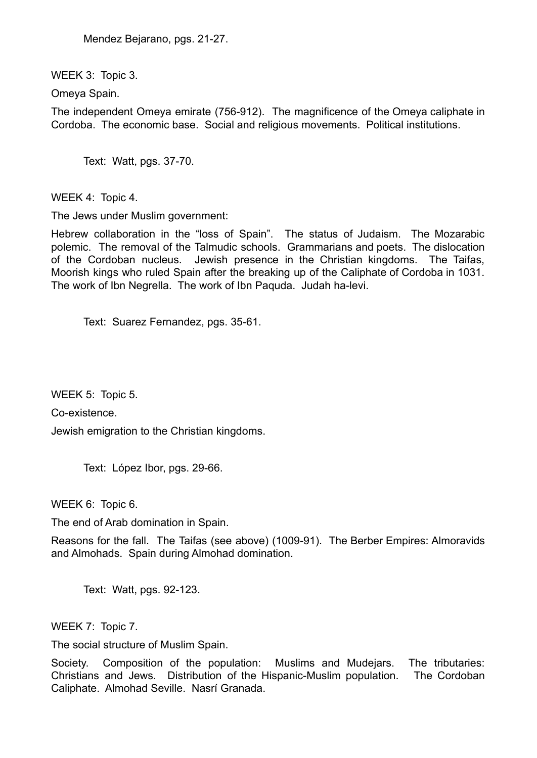Mendez Bejarano, pgs. 21-27.

WEEK 3: Topic 3.

Omeya Spain.

The independent Omeya emirate (756-912). The magnificence of the Omeya caliphate in Cordoba. The economic base. Social and religious movements. Political institutions.

Text: Watt, pgs. 37-70.

WEEK 4: Topic 4.

The Jews under Muslim government:

Hebrew collaboration in the "loss of Spain". The status of Judaism. The Mozarabic polemic. The removal of the Talmudic schools. Grammarians and poets. The dislocation of the Cordoban nucleus. Jewish presence in the Christian kingdoms. The Taifas, Moorish kings who ruled Spain after the breaking up of the Caliphate of Cordoba in 1031. The work of Ibn Negrella. The work of Ibn Paquda. Judah ha-levi.

Text: Suarez Fernandez, pgs. 35-61.

WEEK 5: Topic 5.

Co-existence.

Jewish emigration to the Christian kingdoms.

Text: López Ibor, pgs. 29-66.

WEEK 6: Topic 6.

The end of Arab domination in Spain.

Reasons for the fall. The Taifas (see above) (1009-91). The Berber Empires: Almoravids and Almohads. Spain during Almohad domination.

Text: Watt, pgs. 92-123.

WEEK 7: Topic 7.

The social structure of Muslim Spain.

Society. Composition of the population: Muslims and Mudejars. The tributaries: Christians and Jews. Distribution of the Hispanic-Muslim population. The Cordoban Caliphate. Almohad Seville. Nasrí Granada.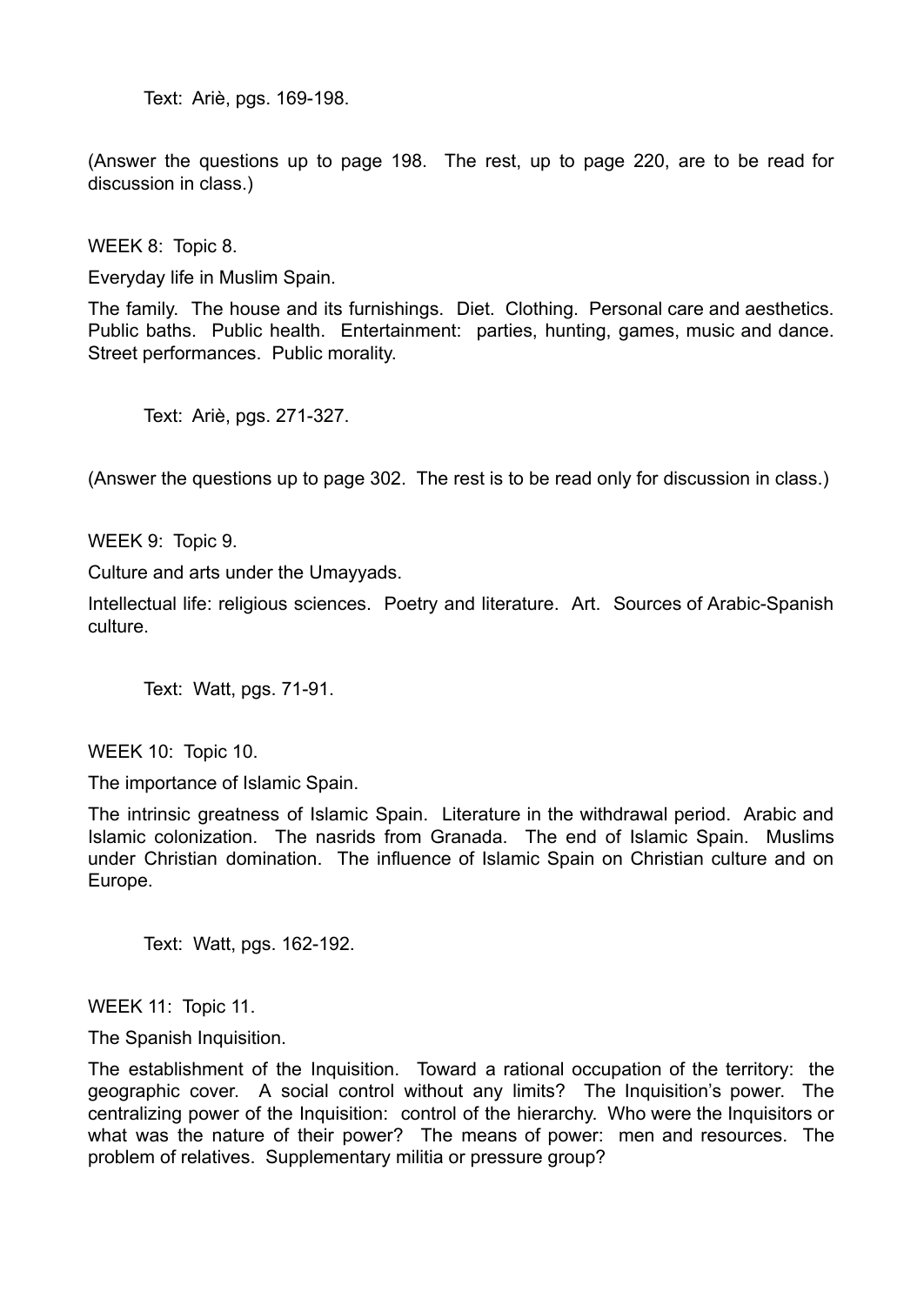Text: Ariè, pgs. 169-198.

(Answer the questions up to page 198. The rest, up to page 220, are to be read for discussion in class.)

WEEK 8: Topic 8.

Everyday life in Muslim Spain.

The family. The house and its furnishings. Diet. Clothing. Personal care and aesthetics. Public baths. Public health. Entertainment: parties, hunting, games, music and dance. Street performances. Public morality.

Text: Ariè, pgs. 271-327.

(Answer the questions up to page 302. The rest is to be read only for discussion in class.)

WEEK 9: Topic 9.

Culture and arts under the Umayyads.

Intellectual life: religious sciences. Poetry and literature. Art. Sources of Arabic-Spanish culture.

Text: Watt, pgs. 71-91.

WEEK 10: Topic 10.

The importance of Islamic Spain.

The intrinsic greatness of Islamic Spain. Literature in the withdrawal period. Arabic and Islamic colonization. The nasrids from Granada. The end of Islamic Spain. Muslims under Christian domination. The influence of Islamic Spain on Christian culture and on Europe.

Text: Watt, pgs. 162-192.

WEEK 11: Topic 11.

The Spanish Inquisition.

The establishment of the Inquisition. Toward a rational occupation of the territory: the geographic cover. A social control without any limits? The Inquisition's power. The centralizing power of the Inquisition: control of the hierarchy. Who were the Inquisitors or what was the nature of their power? The means of power: men and resources. The problem of relatives. Supplementary militia or pressure group?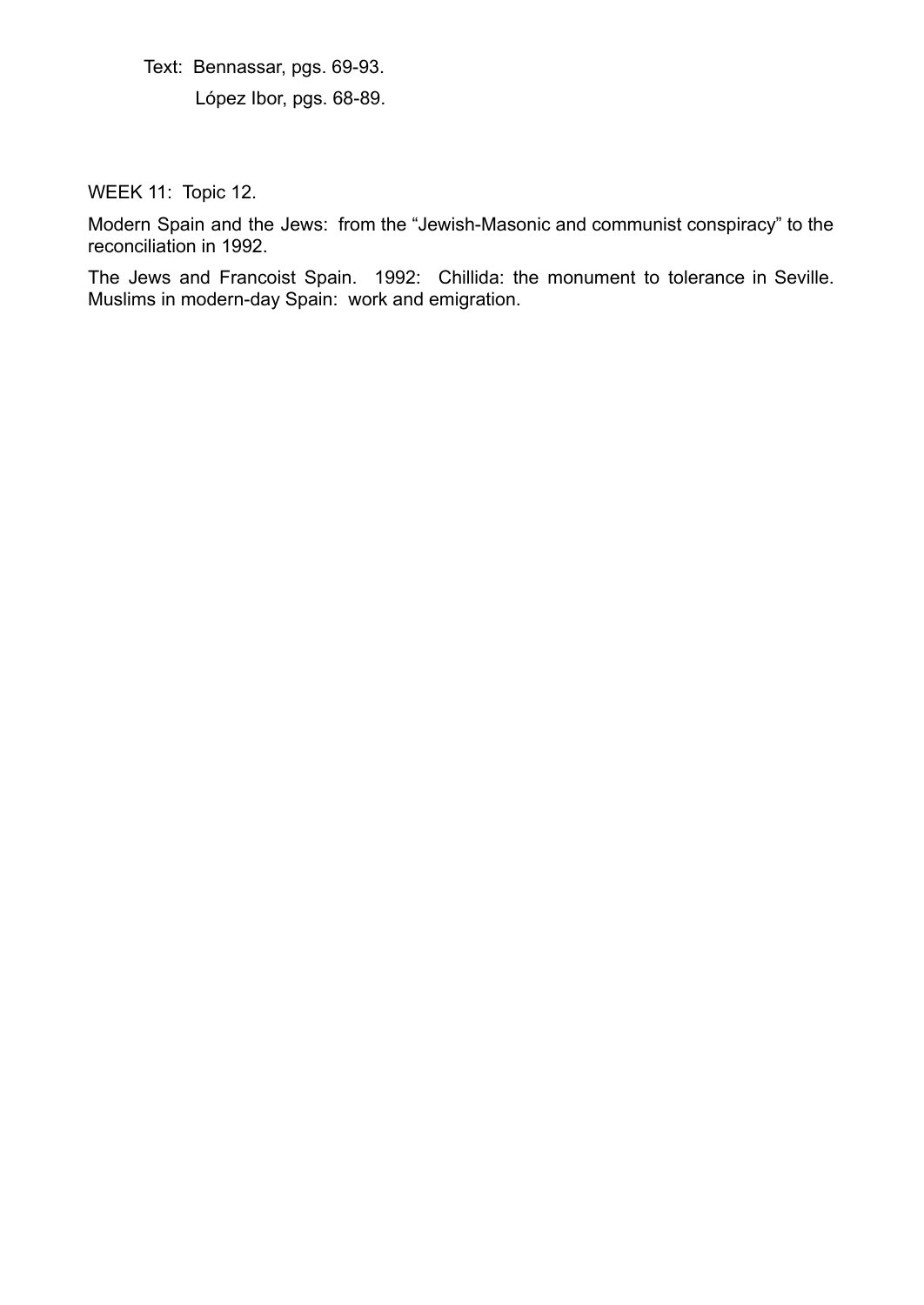Text: Bennassar, pgs. 69-93.

López Ibor, pgs. 68-89.

WEEK 11: Topic 12.

Modern Spain and the Jews: from the “Jewish-Masonic and communist conspiracy” to the reconciliation in 1992.

The Jews and Francoist Spain. 1992: Chillida: the monument to tolerance in Seville. Muslims in modern-day Spain: work and emigration.